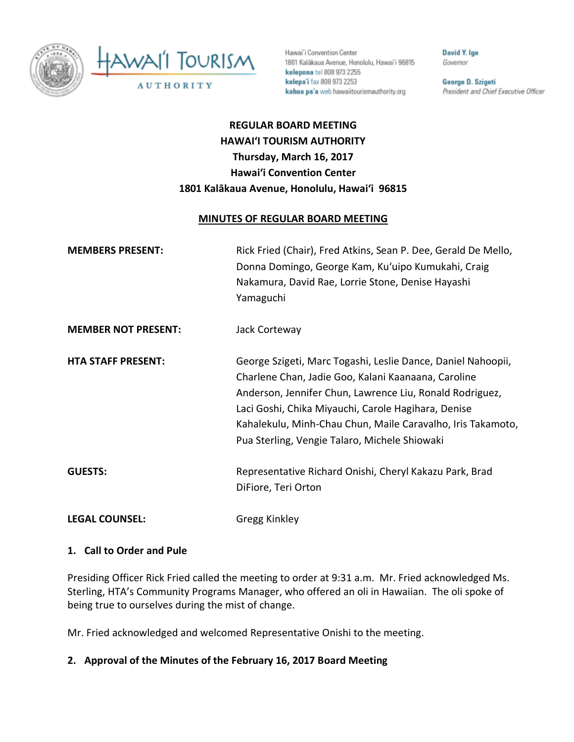Hawaiʻi Convention Center
1801 Kalākaua Avenue, Honolulu, Hawaiʻi 96815
**kelepona** tel 808 973 2255
**kelepaʻi** fax 808 973 2253
**kahua paʻa** web hawaiitourismauthority.org

**David Y. Ige**
*Governor*

**George D. Szigeti**
*President and Chief Executive Officer*

**REGULAR BOARD MEETING**
**HAWAIʻI TOURISM AUTHORITY**
**Thursday, March 16, 2017**
**Hawaiʻi Convention Center**
**1801 Kalākaua Avenue, Honolulu, Hawaiʻi 96815**

**MINUTES OF REGULAR BOARD MEETING**

**MEMBERS PRESENT:** Rick Fried (Chair), Fred Atkins, Sean P. Dee, Gerald De Mello, Donna Domingo, George Kam, Kuʻuipo Kumukahi, Craig Nakamura, David Rae, Lorrie Stone, Denise Hayashi Yamaguchi

**MEMBER NOT PRESENT:** Jack Corteway

**HTA STAFF PRESENT:** George Szigeti, Marc Togashi, Leslie Dance, Daniel Nahoopii, Charlene Chan, Jadie Goo, Kalani Kaanaana, Caroline Anderson, Jennifer Chun, Lawrence Liu, Ronald Rodriguez, Laci Goshi, Chika Miyauchi, Carole Hagihara, Denise Kahalekulu, Minh-Chau Chun, Maile Caravalho, Iris Takamoto, Pua Sterling, Vengie Talaro, Michele Shiowaki

**GUESTS:** Representative Richard Onishi, Cheryl Kakazu Park, Brad DiFiore, Teri Orton

**LEGAL COUNSEL:** Gregg Kinkley

**1. Call to Order and Pule**

Presiding Officer Rick Fried called the meeting to order at 9:31 a.m. Mr. Fried acknowledged Ms. Sterling, HTA's Community Programs Manager, who offered an oli in Hawaiian. The oli spoke of being true to ourselves during the mist of change.

Mr. Fried acknowledged and welcomed Representative Onishi to the meeting.

**2. Approval of the Minutes of the February 16, 2017 Board Meeting**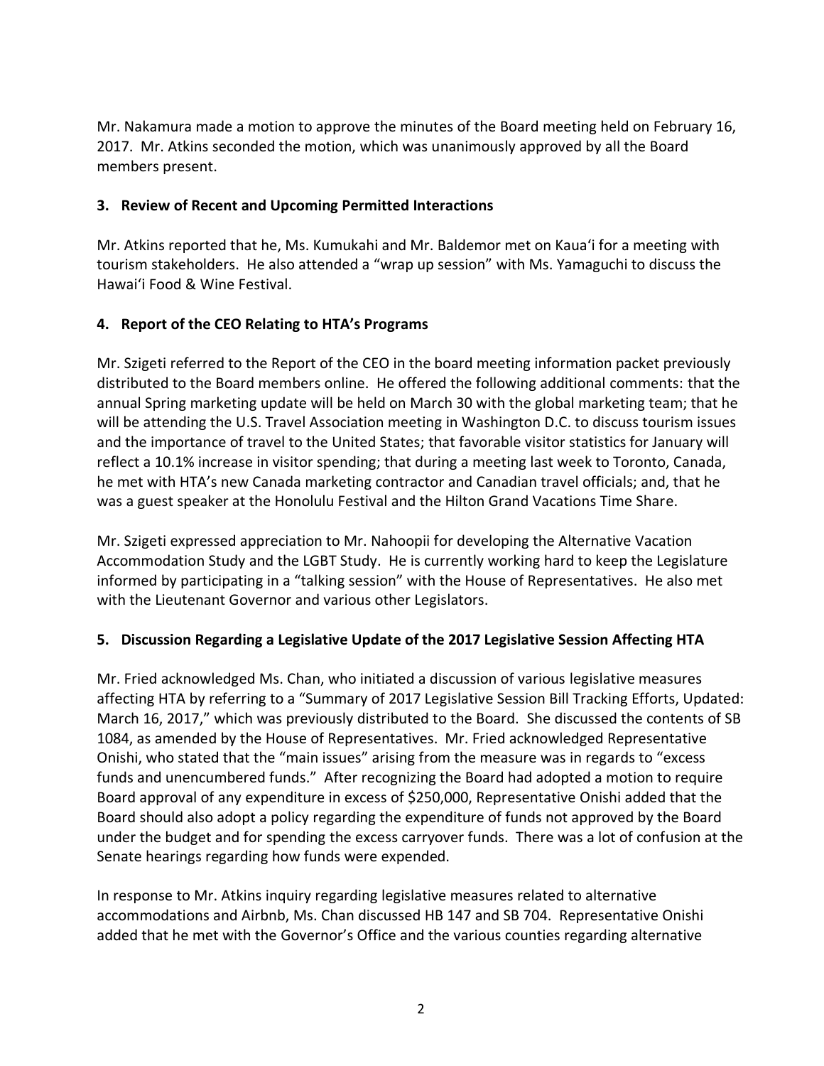Mr. Nakamura made a motion to approve the minutes of the Board meeting held on February 16, 2017. Mr. Atkins seconded the motion, which was unanimously approved by all the Board members present.

### 3. Review of Recent and Upcoming Permitted Interactions

Mr. Atkins reported that he, Ms. Kumukahi and Mr. Baldemor met on Kauaʻi for a meeting with tourism stakeholders. He also attended a "wrap up session" with Ms. Yamaguchi to discuss the Hawaiʻi Food & Wine Festival.

### 4. Report of the CEO Relating to HTA's Programs

Mr. Szigeti referred to the Report of the CEO in the board meeting information packet previously distributed to the Board members online. He offered the following additional comments: that the annual Spring marketing update will be held on March 30 with the global marketing team; that he will be attending the U.S. Travel Association meeting in Washington D.C. to discuss tourism issues and the importance of travel to the United States; that favorable visitor statistics for January will reflect a 10.1% increase in visitor spending; that during a meeting last week to Toronto, Canada, he met with HTA's new Canada marketing contractor and Canadian travel officials; and, that he was a guest speaker at the Honolulu Festival and the Hilton Grand Vacations Time Share.

Mr. Szigeti expressed appreciation to Mr. Nahoopii for developing the Alternative Vacation Accommodation Study and the LGBT Study. He is currently working hard to keep the Legislature informed by participating in a "talking session" with the House of Representatives. He also met with the Lieutenant Governor and various other Legislators.

### 5. Discussion Regarding a Legislative Update of the 2017 Legislative Session Affecting HTA

Mr. Fried acknowledged Ms. Chan, who initiated a discussion of various legislative measures affecting HTA by referring to a "Summary of 2017 Legislative Session Bill Tracking Efforts, Updated: March 16, 2017," which was previously distributed to the Board. She discussed the contents of SB 1084, as amended by the House of Representatives. Mr. Fried acknowledged Representative Onishi, who stated that the "main issues" arising from the measure was in regards to "excess funds and unencumbered funds." After recognizing the Board had adopted a motion to require Board approval of any expenditure in excess of $250,000, Representative Onishi added that the Board should also adopt a policy regarding the expenditure of funds not approved by the Board under the budget and for spending the excess carryover funds. There was a lot of confusion at the Senate hearings regarding how funds were expended.

In response to Mr. Atkins inquiry regarding legislative measures related to alternative accommodations and Airbnb, Ms. Chan discussed HB 147 and SB 704. Representative Onishi added that he met with the Governor's Office and the various counties regarding alternative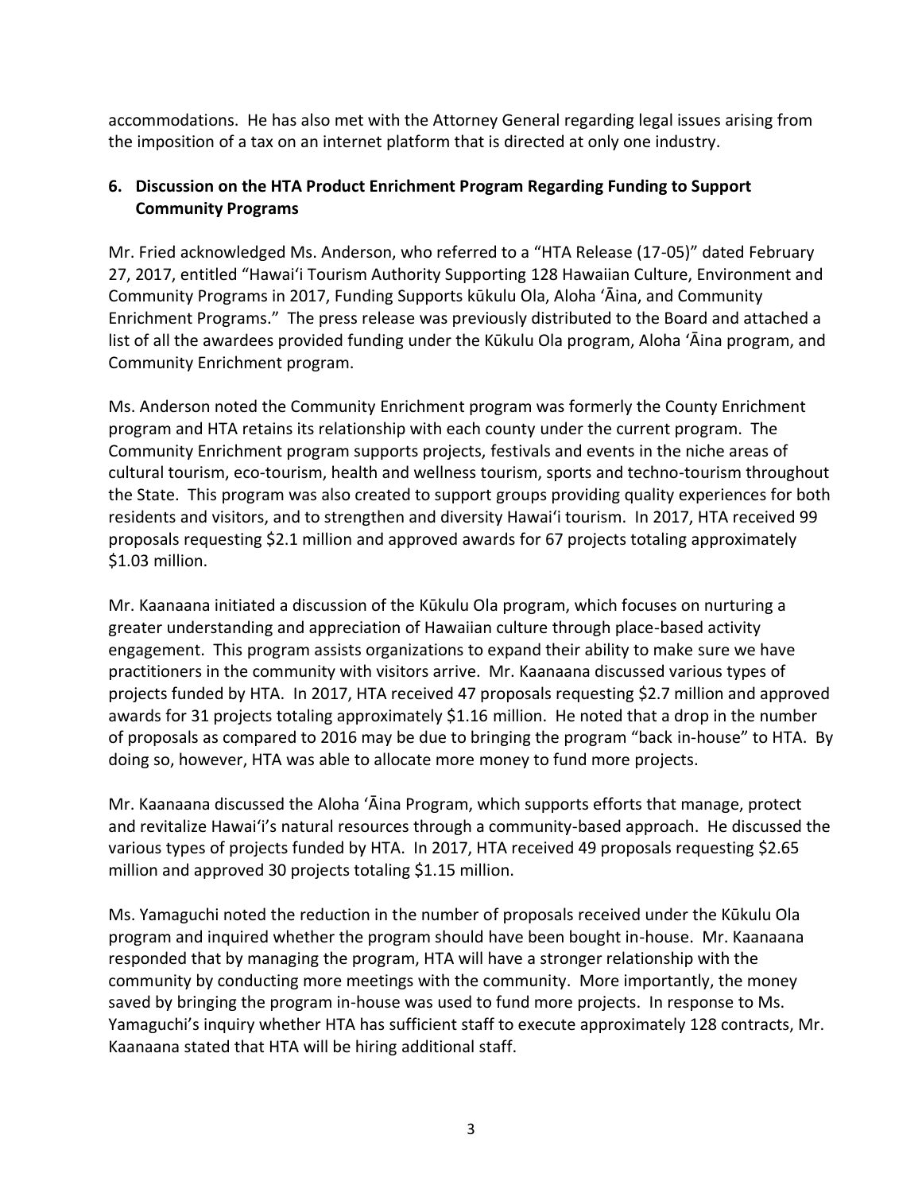accommodations. He has also met with the Attorney General regarding legal issues arising from the imposition of a tax on an internet platform that is directed at only one industry.

**6. Discussion on the HTA Product Enrichment Program Regarding Funding to Support Community Programs**

Mr. Fried acknowledged Ms. Anderson, who referred to a "HTA Release (17-05)" dated February 27, 2017, entitled "Hawai'i Tourism Authority Supporting 128 Hawaiian Culture, Environment and Community Programs in 2017, Funding Supports kūkulu Ola, Aloha 'Āina, and Community Enrichment Programs." The press release was previously distributed to the Board and attached a list of all the awardees provided funding under the Kūkulu Ola program, Aloha 'Āina program, and Community Enrichment program.

Ms. Anderson noted the Community Enrichment program was formerly the County Enrichment program and HTA retains its relationship with each county under the current program. The Community Enrichment program supports projects, festivals and events in the niche areas of cultural tourism, eco-tourism, health and wellness tourism, sports and techno-tourism throughout the State. This program was also created to support groups providing quality experiences for both residents and visitors, and to strengthen and diversity Hawai'i tourism. In 2017, HTA received 99 proposals requesting $2.1 million and approved awards for 67 projects totaling approximately $1.03 million.

Mr. Kaanaana initiated a discussion of the Kūkulu Ola program, which focuses on nurturing a greater understanding and appreciation of Hawaiian culture through place-based activity engagement. This program assists organizations to expand their ability to make sure we have practitioners in the community with visitors arrive. Mr. Kaanaana discussed various types of projects funded by HTA. In 2017, HTA received 47 proposals requesting $2.7 million and approved awards for 31 projects totaling approximately $1.16 million. He noted that a drop in the number of proposals as compared to 2016 may be due to bringing the program "back in-house" to HTA. By doing so, however, HTA was able to allocate more money to fund more projects.

Mr. Kaanaana discussed the Aloha 'Āina Program, which supports efforts that manage, protect and revitalize Hawai'i's natural resources through a community-based approach. He discussed the various types of projects funded by HTA. In 2017, HTA received 49 proposals requesting $2.65 million and approved 30 projects totaling $1.15 million.

Ms. Yamaguchi noted the reduction in the number of proposals received under the Kūkulu Ola program and inquired whether the program should have been bought in-house. Mr. Kaanaana responded that by managing the program, HTA will have a stronger relationship with the community by conducting more meetings with the community. More importantly, the money saved by bringing the program in-house was used to fund more projects. In response to Ms. Yamaguchi's inquiry whether HTA has sufficient staff to execute approximately 128 contracts, Mr. Kaanaana stated that HTA will be hiring additional staff.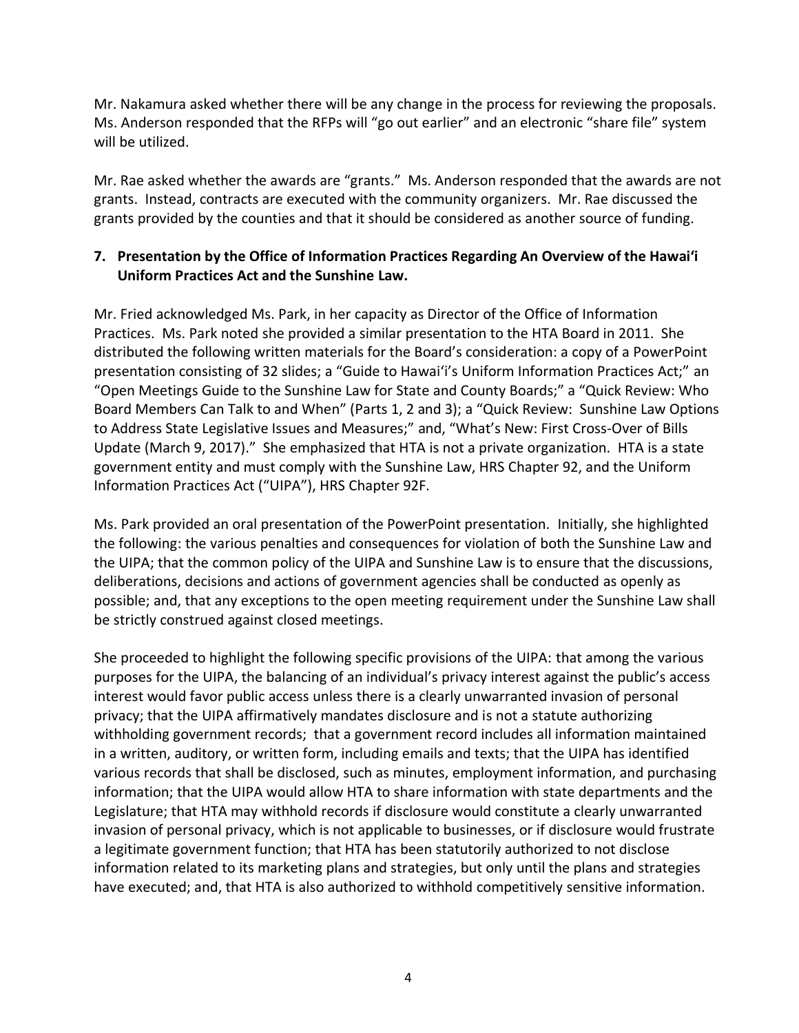Mr. Nakamura asked whether there will be any change in the process for reviewing the proposals. Ms. Anderson responded that the RFPs will "go out earlier" and an electronic "share file" system will be utilized.

Mr. Rae asked whether the awards are "grants." Ms. Anderson responded that the awards are not grants. Instead, contracts are executed with the community organizers. Mr. Rae discussed the grants provided by the counties and that it should be considered as another source of funding.

**7. Presentation by the Office of Information Practices Regarding An Overview of the Hawai'i Uniform Practices Act and the Sunshine Law.**

Mr. Fried acknowledged Ms. Park, in her capacity as Director of the Office of Information Practices. Ms. Park noted she provided a similar presentation to the HTA Board in 2011. She distributed the following written materials for the Board's consideration: a copy of a PowerPoint presentation consisting of 32 slides; a "Guide to Hawai'i's Uniform Information Practices Act;" an "Open Meetings Guide to the Sunshine Law for State and County Boards;" a "Quick Review: Who Board Members Can Talk to and When" (Parts 1, 2 and 3); a "Quick Review: Sunshine Law Options to Address State Legislative Issues and Measures;" and, "What's New: First Cross-Over of Bills Update (March 9, 2017)." She emphasized that HTA is not a private organization. HTA is a state government entity and must comply with the Sunshine Law, HRS Chapter 92, and the Uniform Information Practices Act ("UIPA"), HRS Chapter 92F.

Ms. Park provided an oral presentation of the PowerPoint presentation. Initially, she highlighted the following: the various penalties and consequences for violation of both the Sunshine Law and the UIPA; that the common policy of the UIPA and Sunshine Law is to ensure that the discussions, deliberations, decisions and actions of government agencies shall be conducted as openly as possible; and, that any exceptions to the open meeting requirement under the Sunshine Law shall be strictly construed against closed meetings.

She proceeded to highlight the following specific provisions of the UIPA: that among the various purposes for the UIPA, the balancing of an individual's privacy interest against the public's access interest would favor public access unless there is a clearly unwarranted invasion of personal privacy; that the UIPA affirmatively mandates disclosure and is not a statute authorizing withholding government records; that a government record includes all information maintained in a written, auditory, or written form, including emails and texts; that the UIPA has identified various records that shall be disclosed, such as minutes, employment information, and purchasing information; that the UIPA would allow HTA to share information with state departments and the Legislature; that HTA may withhold records if disclosure would constitute a clearly unwarranted invasion of personal privacy, which is not applicable to businesses, or if disclosure would frustrate a legitimate government function; that HTA has been statutorily authorized to not disclose information related to its marketing plans and strategies, but only until the plans and strategies have executed; and, that HTA is also authorized to withhold competitively sensitive information.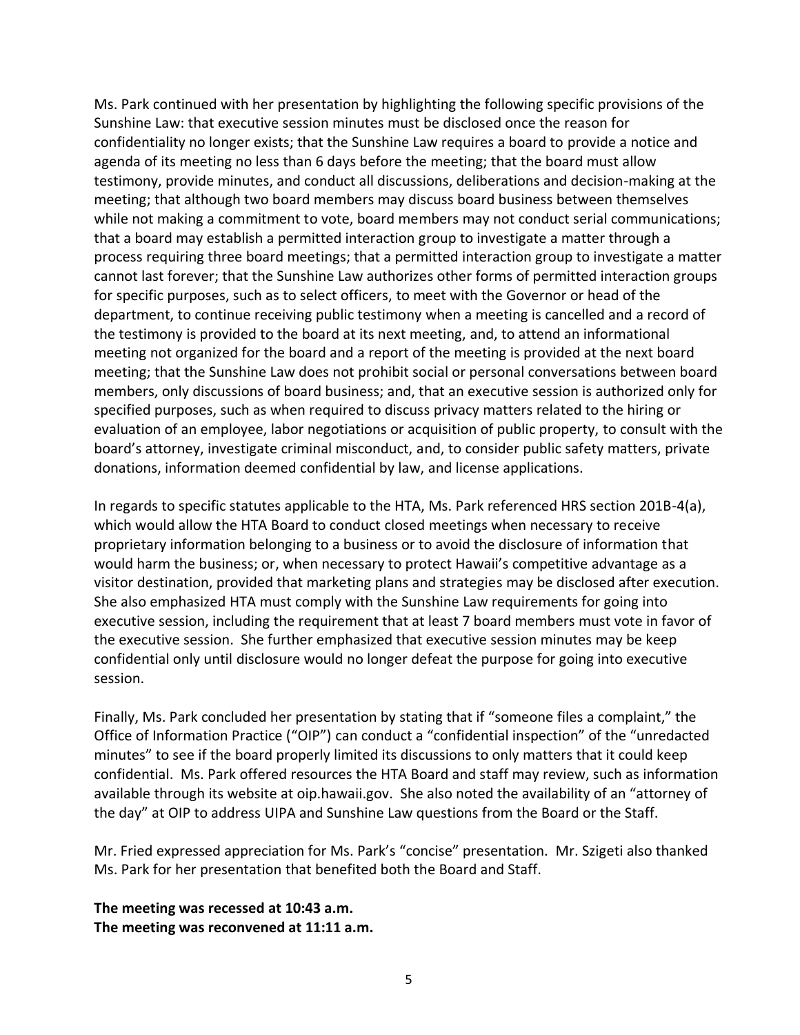Ms. Park continued with her presentation by highlighting the following specific provisions of the Sunshine Law: that executive session minutes must be disclosed once the reason for confidentiality no longer exists; that the Sunshine Law requires a board to provide a notice and agenda of its meeting no less than 6 days before the meeting; that the board must allow testimony, provide minutes, and conduct all discussions, deliberations and decision-making at the meeting; that although two board members may discuss board business between themselves while not making a commitment to vote, board members may not conduct serial communications; that a board may establish a permitted interaction group to investigate a matter through a process requiring three board meetings; that a permitted interaction group to investigate a matter cannot last forever; that the Sunshine Law authorizes other forms of permitted interaction groups for specific purposes, such as to select officers, to meet with the Governor or head of the department, to continue receiving public testimony when a meeting is cancelled and a record of the testimony is provided to the board at its next meeting, and, to attend an informational meeting not organized for the board and a report of the meeting is provided at the next board meeting; that the Sunshine Law does not prohibit social or personal conversations between board members, only discussions of board business; and, that an executive session is authorized only for specified purposes, such as when required to discuss privacy matters related to the hiring or evaluation of an employee, labor negotiations or acquisition of public property, to consult with the board's attorney, investigate criminal misconduct, and, to consider public safety matters, private donations, information deemed confidential by law, and license applications.

In regards to specific statutes applicable to the HTA, Ms. Park referenced HRS section 201B-4(a), which would allow the HTA Board to conduct closed meetings when necessary to receive proprietary information belonging to a business or to avoid the disclosure of information that would harm the business; or, when necessary to protect Hawaii's competitive advantage as a visitor destination, provided that marketing plans and strategies may be disclosed after execution. She also emphasized HTA must comply with the Sunshine Law requirements for going into executive session, including the requirement that at least 7 board members must vote in favor of the executive session. She further emphasized that executive session minutes may be keep confidential only until disclosure would no longer defeat the purpose for going into executive session.

Finally, Ms. Park concluded her presentation by stating that if "someone files a complaint," the Office of Information Practice ("OIP") can conduct a "confidential inspection" of the "unredacted minutes" to see if the board properly limited its discussions to only matters that it could keep confidential. Ms. Park offered resources the HTA Board and staff may review, such as information available through its website at oip.hawaii.gov. She also noted the availability of an "attorney of the day" at OIP to address UIPA and Sunshine Law questions from the Board or the Staff.

Mr. Fried expressed appreciation for Ms. Park's "concise" presentation. Mr. Szigeti also thanked Ms. Park for her presentation that benefited both the Board and Staff.

**The meeting was recessed at 10:43 a.m.**
**The meeting was reconvened at 11:11 a.m.**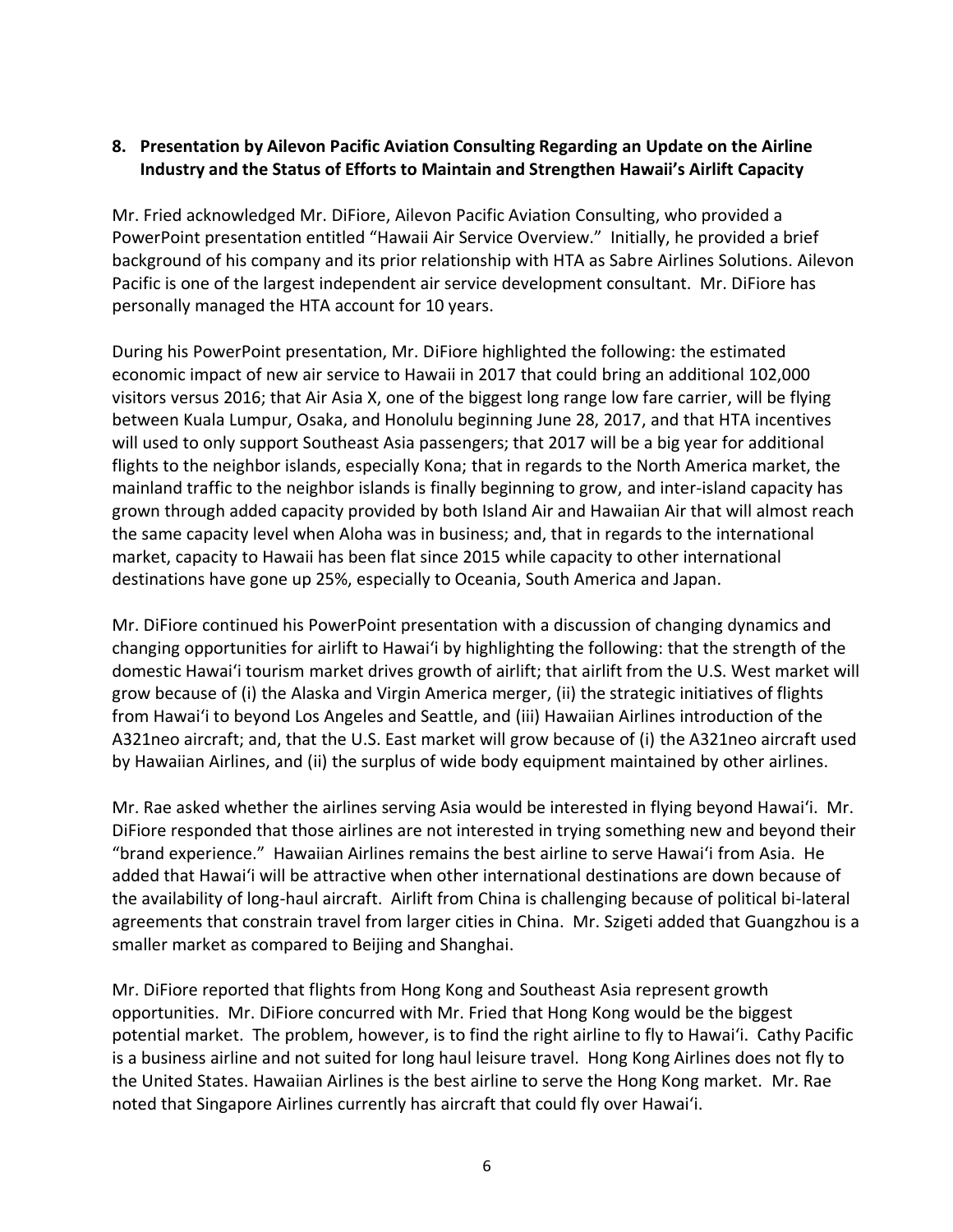**8. Presentation by Ailevon Pacific Aviation Consulting Regarding an Update on the Airline Industry and the Status of Efforts to Maintain and Strengthen Hawaii's Airlift Capacity**

Mr. Fried acknowledged Mr. DiFiore, Ailevon Pacific Aviation Consulting, who provided a PowerPoint presentation entitled "Hawaii Air Service Overview." Initially, he provided a brief background of his company and its prior relationship with HTA as Sabre Airlines Solutions. Ailevon Pacific is one of the largest independent air service development consultant. Mr. DiFiore has personally managed the HTA account for 10 years.

During his PowerPoint presentation, Mr. DiFiore highlighted the following: the estimated economic impact of new air service to Hawaii in 2017 that could bring an additional 102,000 visitors versus 2016; that Air Asia X, one of the biggest long range low fare carrier, will be flying between Kuala Lumpur, Osaka, and Honolulu beginning June 28, 2017, and that HTA incentives will used to only support Southeast Asia passengers; that 2017 will be a big year for additional flights to the neighbor islands, especially Kona; that in regards to the North America market, the mainland traffic to the neighbor islands is finally beginning to grow, and inter-island capacity has grown through added capacity provided by both Island Air and Hawaiian Air that will almost reach the same capacity level when Aloha was in business; and, that in regards to the international market, capacity to Hawaii has been flat since 2015 while capacity to other international destinations have gone up 25%, especially to Oceania, South America and Japan.

Mr. DiFiore continued his PowerPoint presentation with a discussion of changing dynamics and changing opportunities for airlift to Hawaiʻi by highlighting the following: that the strength of the domestic Hawaiʻi tourism market drives growth of airlift; that airlift from the U.S. West market will grow because of (i) the Alaska and Virgin America merger, (ii) the strategic initiatives of flights from Hawaiʻi to beyond Los Angeles and Seattle, and (iii) Hawaiian Airlines introduction of the A321neo aircraft; and, that the U.S. East market will grow because of (i) the A321neo aircraft used by Hawaiian Airlines, and (ii) the surplus of wide body equipment maintained by other airlines.

Mr. Rae asked whether the airlines serving Asia would be interested in flying beyond Hawaiʻi. Mr. DiFiore responded that those airlines are not interested in trying something new and beyond their "brand experience." Hawaiian Airlines remains the best airline to serve Hawaiʻi from Asia. He added that Hawaiʻi will be attractive when other international destinations are down because of the availability of long-haul aircraft. Airlift from China is challenging because of political bi-lateral agreements that constrain travel from larger cities in China. Mr. Szigeti added that Guangzhou is a smaller market as compared to Beijing and Shanghai.

Mr. DiFiore reported that flights from Hong Kong and Southeast Asia represent growth opportunities. Mr. DiFiore concurred with Mr. Fried that Hong Kong would be the biggest potential market. The problem, however, is to find the right airline to fly to Hawaiʻi. Cathy Pacific is a business airline and not suited for long haul leisure travel. Hong Kong Airlines does not fly to the United States. Hawaiian Airlines is the best airline to serve the Hong Kong market. Mr. Rae noted that Singapore Airlines currently has aircraft that could fly over Hawaiʻi.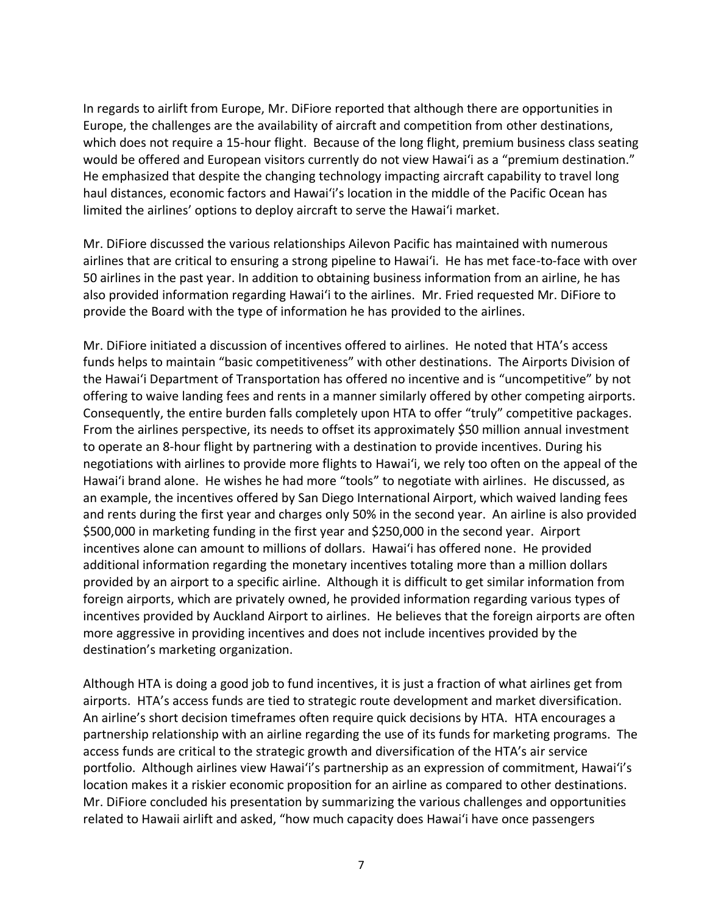In regards to airlift from Europe, Mr. DiFiore reported that although there are opportunities in Europe, the challenges are the availability of aircraft and competition from other destinations, which does not require a 15-hour flight. Because of the long flight, premium business class seating would be offered and European visitors currently do not view Hawaiʻi as a "premium destination." He emphasized that despite the changing technology impacting aircraft capability to travel long haul distances, economic factors and Hawaiʻi's location in the middle of the Pacific Ocean has limited the airlines' options to deploy aircraft to serve the Hawaiʻi market.

Mr. DiFiore discussed the various relationships Ailevon Pacific has maintained with numerous airlines that are critical to ensuring a strong pipeline to Hawaiʻi. He has met face-to-face with over 50 airlines in the past year. In addition to obtaining business information from an airline, he has also provided information regarding Hawaiʻi to the airlines. Mr. Fried requested Mr. DiFiore to provide the Board with the type of information he has provided to the airlines.

Mr. DiFiore initiated a discussion of incentives offered to airlines. He noted that HTA's access funds helps to maintain "basic competitiveness" with other destinations. The Airports Division of the Hawaiʻi Department of Transportation has offered no incentive and is "uncompetitive" by not offering to waive landing fees and rents in a manner similarly offered by other competing airports. Consequently, the entire burden falls completely upon HTA to offer "truly" competitive packages. From the airlines perspective, its needs to offset its approximately $50 million annual investment to operate an 8-hour flight by partnering with a destination to provide incentives. During his negotiations with airlines to provide more flights to Hawaiʻi, we rely too often on the appeal of the Hawaiʻi brand alone. He wishes he had more "tools" to negotiate with airlines. He discussed, as an example, the incentives offered by San Diego International Airport, which waived landing fees and rents during the first year and charges only 50% in the second year. An airline is also provided $500,000 in marketing funding in the first year and $250,000 in the second year. Airport incentives alone can amount to millions of dollars. Hawaiʻi has offered none. He provided additional information regarding the monetary incentives totaling more than a million dollars provided by an airport to a specific airline. Although it is difficult to get similar information from foreign airports, which are privately owned, he provided information regarding various types of incentives provided by Auckland Airport to airlines. He believes that the foreign airports are often more aggressive in providing incentives and does not include incentives provided by the destination's marketing organization.

Although HTA is doing a good job to fund incentives, it is just a fraction of what airlines get from airports. HTA's access funds are tied to strategic route development and market diversification. An airline's short decision timeframes often require quick decisions by HTA. HTA encourages a partnership relationship with an airline regarding the use of its funds for marketing programs. The access funds are critical to the strategic growth and diversification of the HTA's air service portfolio. Although airlines view Hawaiʻi's partnership as an expression of commitment, Hawaiʻi's location makes it a riskier economic proposition for an airline as compared to other destinations. Mr. DiFiore concluded his presentation by summarizing the various challenges and opportunities related to Hawaii airlift and asked, "how much capacity does Hawaiʻi have once passengers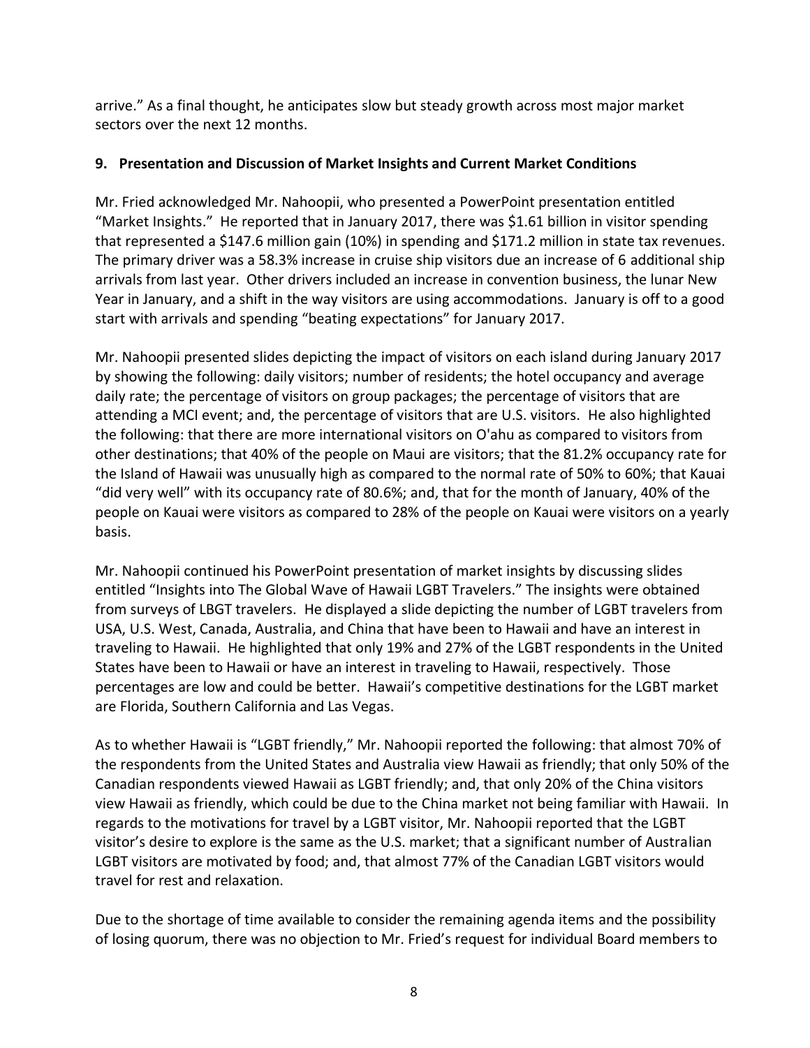arrive." As a final thought, he anticipates slow but steady growth across most major market sectors over the next 12 months.

**9. Presentation and Discussion of Market Insights and Current Market Conditions**

Mr. Fried acknowledged Mr. Nahoopii, who presented a PowerPoint presentation entitled "Market Insights." He reported that in January 2017, there was $1.61 billion in visitor spending that represented a $147.6 million gain (10%) in spending and $171.2 million in state tax revenues. The primary driver was a 58.3% increase in cruise ship visitors due an increase of 6 additional ship arrivals from last year. Other drivers included an increase in convention business, the lunar New Year in January, and a shift in the way visitors are using accommodations. January is off to a good start with arrivals and spending "beating expectations" for January 2017.

Mr. Nahoopii presented slides depicting the impact of visitors on each island during January 2017 by showing the following: daily visitors; number of residents; the hotel occupancy and average daily rate; the percentage of visitors on group packages; the percentage of visitors that are attending a MCI event; and, the percentage of visitors that are U.S. visitors. He also highlighted the following: that there are more international visitors on O'ahu as compared to visitors from other destinations; that 40% of the people on Maui are visitors; that the 81.2% occupancy rate for the Island of Hawaii was unusually high as compared to the normal rate of 50% to 60%; that Kauai "did very well" with its occupancy rate of 80.6%; and, that for the month of January, 40% of the people on Kauai were visitors as compared to 28% of the people on Kauai were visitors on a yearly basis.

Mr. Nahoopii continued his PowerPoint presentation of market insights by discussing slides entitled "Insights into The Global Wave of Hawaii LGBT Travelers." The insights were obtained from surveys of LBGT travelers. He displayed a slide depicting the number of LGBT travelers from USA, U.S. West, Canada, Australia, and China that have been to Hawaii and have an interest in traveling to Hawaii. He highlighted that only 19% and 27% of the LGBT respondents in the United States have been to Hawaii or have an interest in traveling to Hawaii, respectively. Those percentages are low and could be better. Hawaii's competitive destinations for the LGBT market are Florida, Southern California and Las Vegas.

As to whether Hawaii is "LGBT friendly," Mr. Nahoopii reported the following: that almost 70% of the respondents from the United States and Australia view Hawaii as friendly; that only 50% of the Canadian respondents viewed Hawaii as LGBT friendly; and, that only 20% of the China visitors view Hawaii as friendly, which could be due to the China market not being familiar with Hawaii. In regards to the motivations for travel by a LGBT visitor, Mr. Nahoopii reported that the LGBT visitor's desire to explore is the same as the U.S. market; that a significant number of Australian LGBT visitors are motivated by food; and, that almost 77% of the Canadian LGBT visitors would travel for rest and relaxation.

Due to the shortage of time available to consider the remaining agenda items and the possibility of losing quorum, there was no objection to Mr. Fried's request for individual Board members to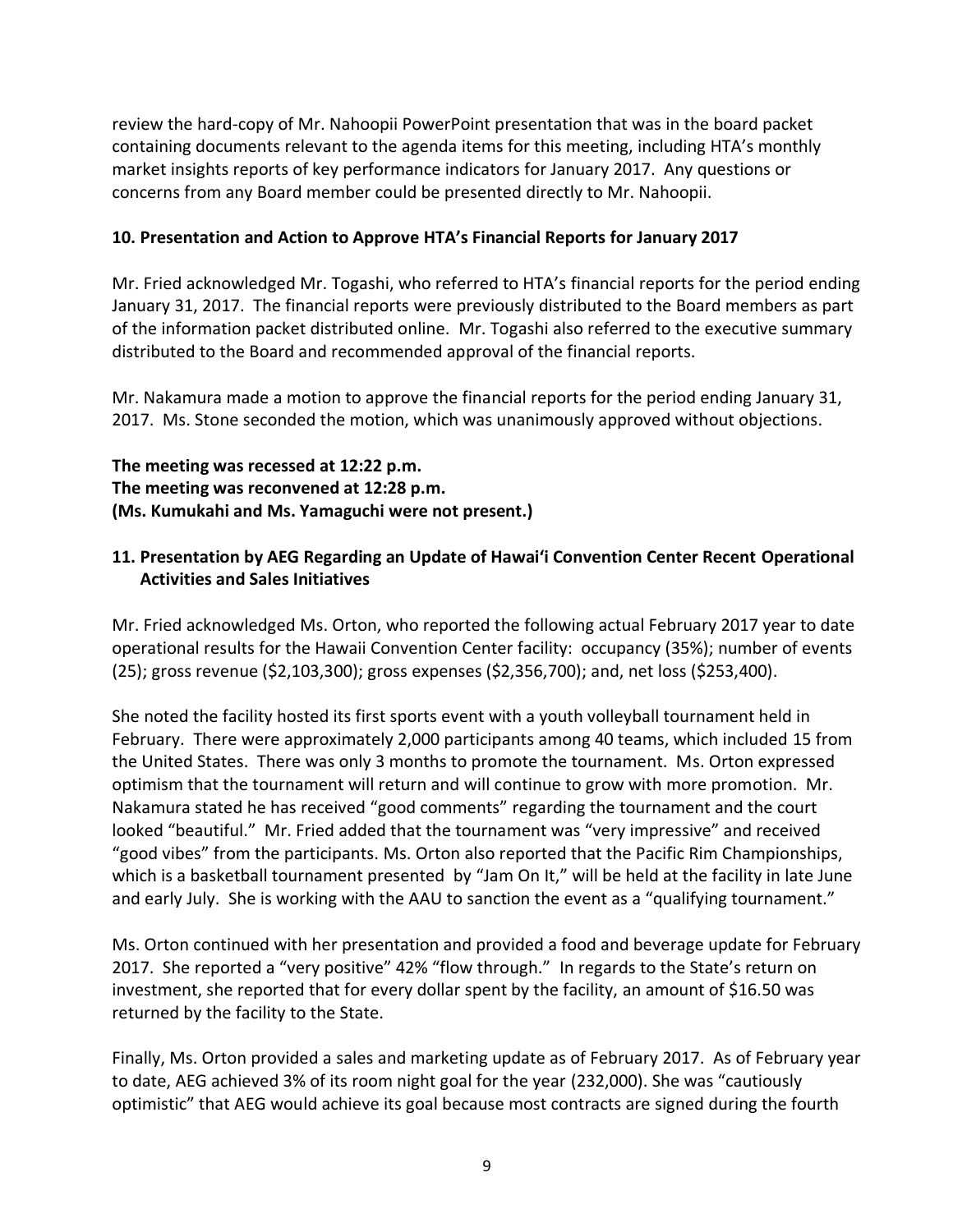review the hard-copy of Mr. Nahoopii PowerPoint presentation that was in the board packet containing documents relevant to the agenda items for this meeting, including HTA's monthly market insights reports of key performance indicators for January 2017. Any questions or concerns from any Board member could be presented directly to Mr. Nahoopii.

**10. Presentation and Action to Approve HTA's Financial Reports for January 2017**

Mr. Fried acknowledged Mr. Togashi, who referred to HTA's financial reports for the period ending January 31, 2017. The financial reports were previously distributed to the Board members as part of the information packet distributed online. Mr. Togashi also referred to the executive summary distributed to the Board and recommended approval of the financial reports.

Mr. Nakamura made a motion to approve the financial reports for the period ending January 31, 2017. Ms. Stone seconded the motion, which was unanimously approved without objections.

**The meeting was recessed at 12:22 p.m.**
**The meeting was reconvened at 12:28 p.m.**
**(Ms. Kumukahi and Ms. Yamaguchi were not present.)**

**11. Presentation by AEG Regarding an Update of Hawai'i Convention Center Recent Operational Activities and Sales Initiatives**

Mr. Fried acknowledged Ms. Orton, who reported the following actual February 2017 year to date operational results for the Hawaii Convention Center facility: occupancy (35%); number of events (25); gross revenue ($2,103,300); gross expenses ($2,356,700); and, net loss ($253,400).

She noted the facility hosted its first sports event with a youth volleyball tournament held in February. There were approximately 2,000 participants among 40 teams, which included 15 from the United States. There was only 3 months to promote the tournament. Ms. Orton expressed optimism that the tournament will return and will continue to grow with more promotion. Mr. Nakamura stated he has received "good comments" regarding the tournament and the court looked "beautiful." Mr. Fried added that the tournament was "very impressive" and received "good vibes" from the participants. Ms. Orton also reported that the Pacific Rim Championships, which is a basketball tournament presented by "Jam On It," will be held at the facility in late June and early July. She is working with the AAU to sanction the event as a "qualifying tournament."

Ms. Orton continued with her presentation and provided a food and beverage update for February 2017. She reported a "very positive" 42% "flow through." In regards to the State's return on investment, she reported that for every dollar spent by the facility, an amount of $16.50 was returned by the facility to the State.

Finally, Ms. Orton provided a sales and marketing update as of February 2017. As of February year to date, AEG achieved 3% of its room night goal for the year (232,000). She was "cautiously optimistic" that AEG would achieve its goal because most contracts are signed during the fourth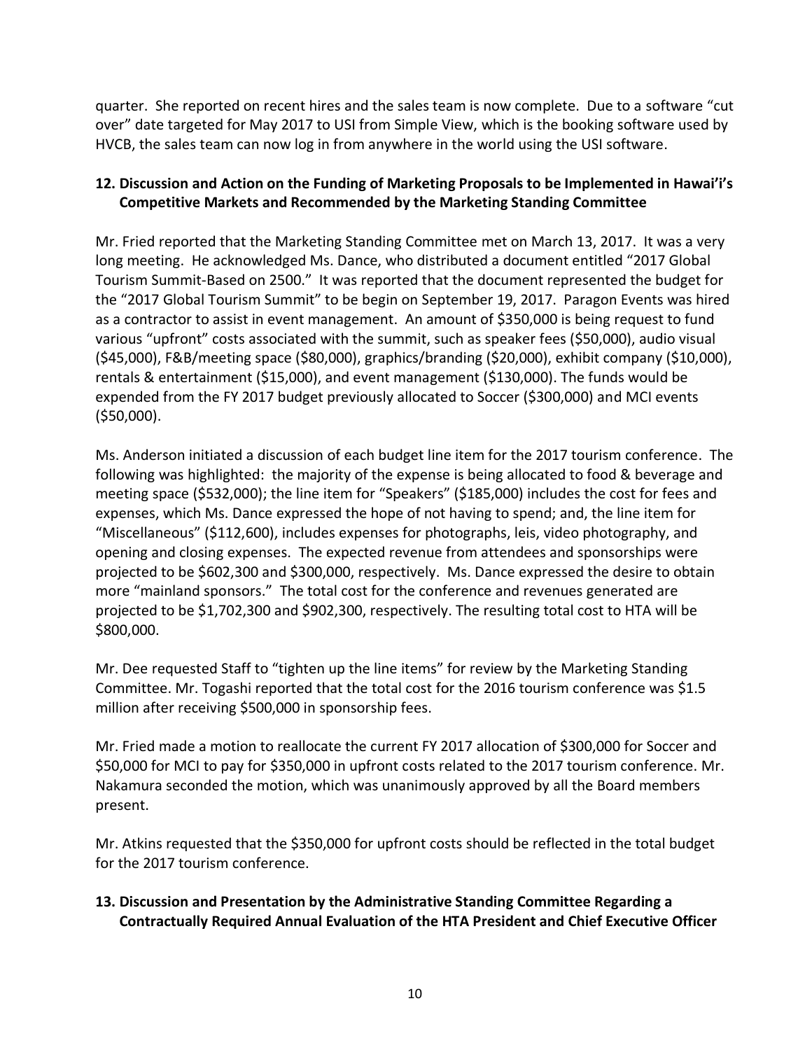quarter. She reported on recent hires and the sales team is now complete. Due to a software "cut over" date targeted for May 2017 to USI from Simple View, which is the booking software used by HVCB, the sales team can now log in from anywhere in the world using the USI software.

**12. Discussion and Action on the Funding of Marketing Proposals to be Implemented in Hawai'i's Competitive Markets and Recommended by the Marketing Standing Committee**

Mr. Fried reported that the Marketing Standing Committee met on March 13, 2017. It was a very long meeting. He acknowledged Ms. Dance, who distributed a document entitled "2017 Global Tourism Summit-Based on 2500." It was reported that the document represented the budget for the "2017 Global Tourism Summit" to be begin on September 19, 2017. Paragon Events was hired as a contractor to assist in event management. An amount of $350,000 is being request to fund various "upfront" costs associated with the summit, such as speaker fees ($50,000), audio visual ($45,000), F&B/meeting space ($80,000), graphics/branding ($20,000), exhibit company ($10,000), rentals & entertainment ($15,000), and event management ($130,000). The funds would be expended from the FY 2017 budget previously allocated to Soccer ($300,000) and MCI events ($50,000).

Ms. Anderson initiated a discussion of each budget line item for the 2017 tourism conference. The following was highlighted: the majority of the expense is being allocated to food & beverage and meeting space ($532,000); the line item for "Speakers" ($185,000) includes the cost for fees and expenses, which Ms. Dance expressed the hope of not having to spend; and, the line item for "Miscellaneous" ($112,600), includes expenses for photographs, leis, video photography, and opening and closing expenses. The expected revenue from attendees and sponsorships were projected to be $602,300 and $300,000, respectively. Ms. Dance expressed the desire to obtain more "mainland sponsors." The total cost for the conference and revenues generated are projected to be $1,702,300 and $902,300, respectively. The resulting total cost to HTA will be $800,000.

Mr. Dee requested Staff to "tighten up the line items" for review by the Marketing Standing Committee. Mr. Togashi reported that the total cost for the 2016 tourism conference was $1.5 million after receiving $500,000 in sponsorship fees.

Mr. Fried made a motion to reallocate the current FY 2017 allocation of $300,000 for Soccer and $50,000 for MCI to pay for $350,000 in upfront costs related to the 2017 tourism conference. Mr. Nakamura seconded the motion, which was unanimously approved by all the Board members present.

Mr. Atkins requested that the $350,000 for upfront costs should be reflected in the total budget for the 2017 tourism conference.

**13. Discussion and Presentation by the Administrative Standing Committee Regarding a Contractually Required Annual Evaluation of the HTA President and Chief Executive Officer**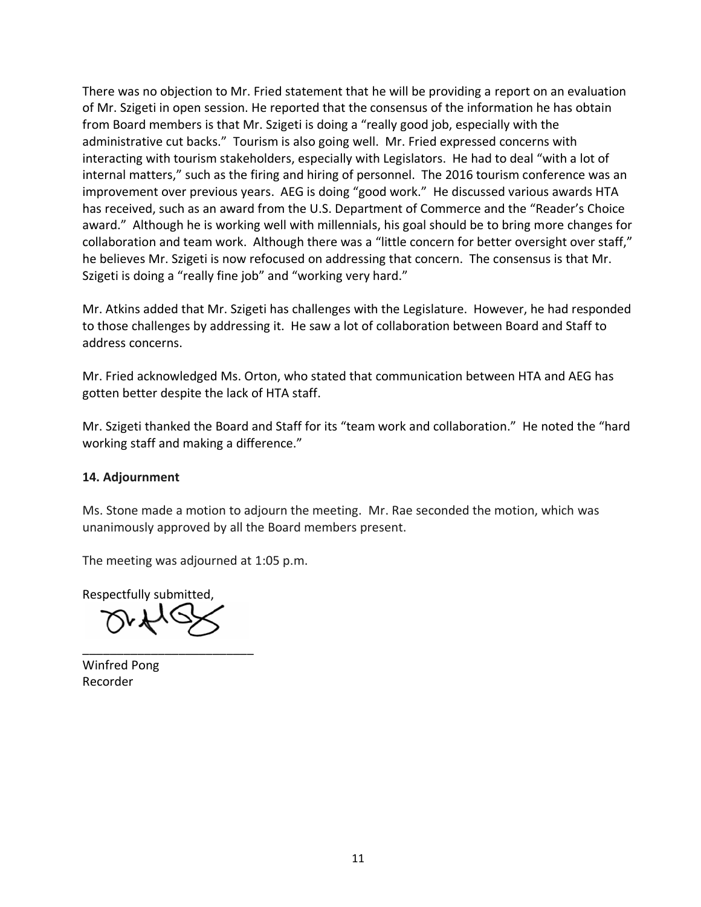There was no objection to Mr. Fried statement that he will be providing a report on an evaluation of Mr. Szigeti in open session. He reported that the consensus of the information he has obtain from Board members is that Mr. Szigeti is doing a "really good job, especially with the administrative cut backs." Tourism is also going well. Mr. Fried expressed concerns with interacting with tourism stakeholders, especially with Legislators. He had to deal "with a lot of internal matters," such as the firing and hiring of personnel. The 2016 tourism conference was an improvement over previous years. AEG is doing "good work." He discussed various awards HTA has received, such as an award from the U.S. Department of Commerce and the "Reader's Choice award." Although he is working well with millennials, his goal should be to bring more changes for collaboration and team work. Although there was a "little concern for better oversight over staff," he believes Mr. Szigeti is now refocused on addressing that concern. The consensus is that Mr. Szigeti is doing a "really fine job" and "working very hard."

Mr. Atkins added that Mr. Szigeti has challenges with the Legislature. However, he had responded to those challenges by addressing it. He saw a lot of collaboration between Board and Staff to address concerns.

Mr. Fried acknowledged Ms. Orton, who stated that communication between HTA and AEG has gotten better despite the lack of HTA staff.

Mr. Szigeti thanked the Board and Staff for its "team work and collaboration." He noted the "hard working staff and making a difference."

**14. Adjournment**

Ms. Stone made a motion to adjourn the meeting. Mr. Rae seconded the motion, which was unanimously approved by all the Board members present.

The meeting was adjourned at 1:05 p.m.

Respectfully submitted,

\_\_\_\_\_\_\_\_\_\_\_\_\_\_\_\_\_\_\_\_\_\_\_\_\_

Winfred Pong
Recorder